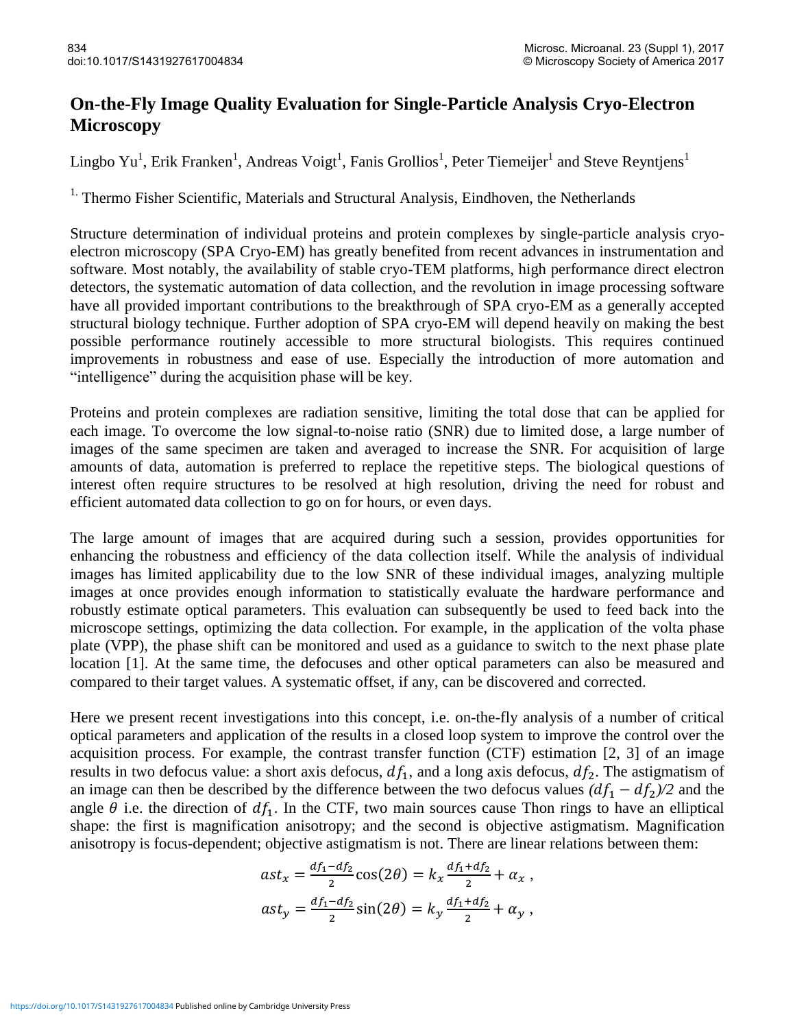# On-the-Fly Image Quality Evaluation for Single-Particle Analysis Cryo-Electron Microscopy

Lingbo Yu[1], Erik Franken[1], Andreas Voigt[1], Fanis Grollios[1], Peter Tiemeijer[1] and Steve Reyntjens[1]

[1.] Thermo Fisher Scientific, Materials and Structural Analysis, Eindhoven, the Netherlands

Structure determination of individual proteins and protein complexes by single-particle analysis cryo-electron microscopy (SPA Cryo-EM) has greatly benefited from recent advances in instrumentation and software. Most notably, the availability of stable cryo-TEM platforms, high performance direct electron detectors, the systematic automation of data collection, and the revolution in image processing software have all provided important contributions to the breakthrough of SPA cryo-EM as a generally accepted structural biology technique. Further adoption of SPA cryo-EM will depend heavily on making the best possible performance routinely accessible to more structural biologists. This requires continued improvements in robustness and ease of use. Especially the introduction of more automation and "intelligence" during the acquisition phase will be key.

Proteins and protein complexes are radiation sensitive, limiting the total dose that can be applied for each image. To overcome the low signal-to-noise ratio (SNR) due to limited dose, a large number of images of the same specimen are taken and averaged to increase the SNR. For acquisition of large amounts of data, automation is preferred to replace the repetitive steps. The biological questions of interest often require structures to be resolved at high resolution, driving the need for robust and efficient automated data collection to go on for hours, or even days.

The large amount of images that are acquired during such a session, provides opportunities for enhancing the robustness and efficiency of the data collection itself. While the analysis of individual images has limited applicability due to the low SNR of these individual images, analyzing multiple images at once provides enough information to statistically evaluate the hardware performance and robustly estimate optical parameters. This evaluation can subsequently be used to feed back into the microscope settings, optimizing the data collection. For example, in the application of the volta phase plate (VPP), the phase shift can be monitored and used as a guidance to switch to the next phase plate location [1]. At the same time, the defocuses and other optical parameters can also be measured and compared to their target values. A systematic offset, if any, can be discovered and corrected.

Here we present recent investigations into this concept, i.e. on-the-fly analysis of a number of critical optical parameters and application of the results in a closed loop system to improve the control over the acquisition process. For example, the contrast transfer function (CTF) estimation [2, 3] of an image results in two defocus value: a short axis defocus, $df_1$, and a long axis defocus, $df_2$. The astigmatism of an image can then be described by the difference between the two defocus values $(df_1 - df_2)/2$ and the angle $\theta$ i.e. the direction of $df_1$. In the CTF, two main sources cause Thon rings to have an elliptical shape: the first is magnification anisotropy; and the second is objective astigmatism. Magnification anisotropy is focus-dependent; objective astigmatism is not. There are linear relations between them:

$$ast_x = \frac{df_1 - df_2}{2}\cos(2\theta) = k_x \frac{df_1 + df_2}{2} + \alpha_x \,,$$

$$ast_y = \frac{df_1 - df_2}{2}\sin(2\theta) = k_y \frac{df_1 + df_2}{2} + \alpha_y \,,$$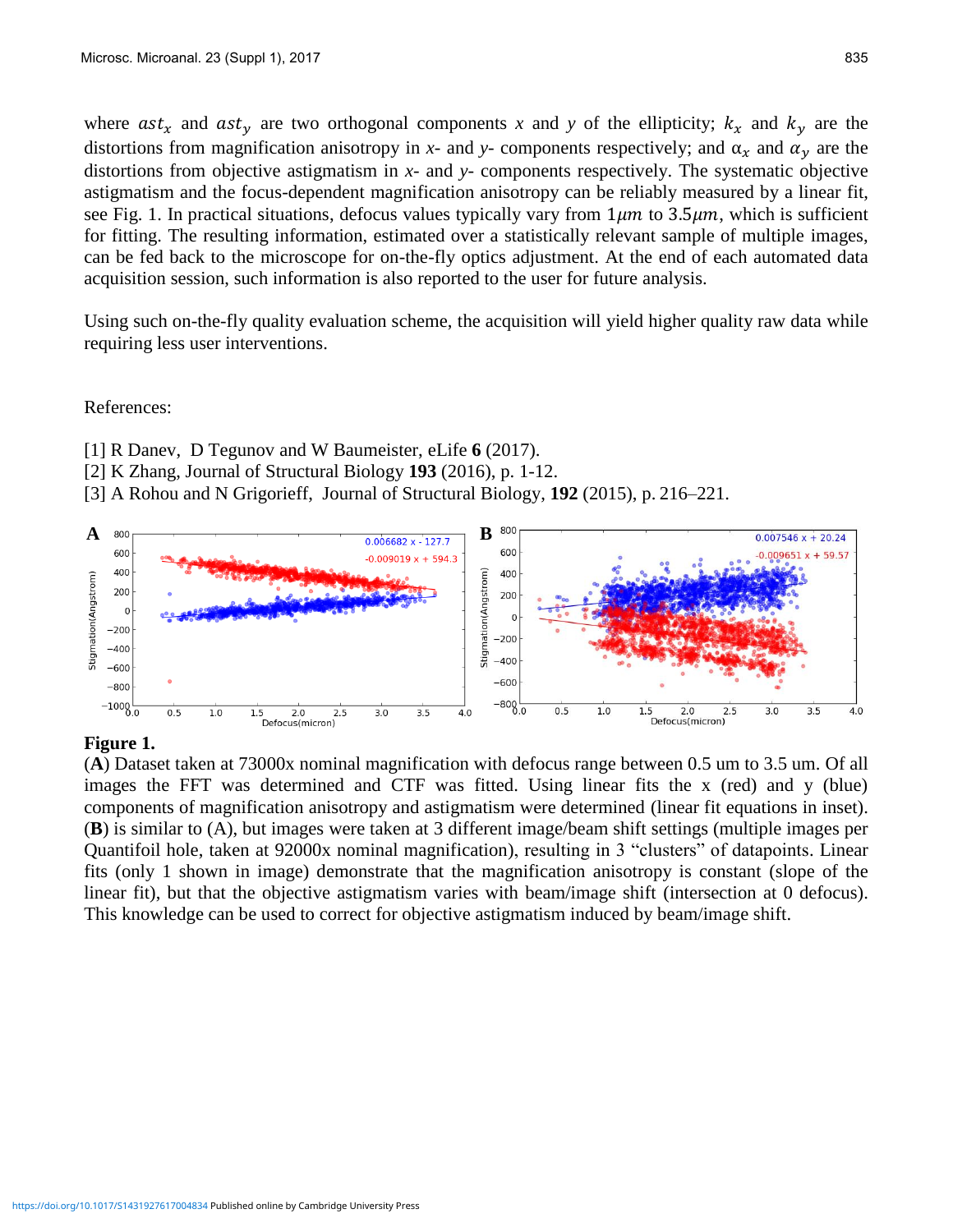where $ast_x$ and $ast_y$ are two orthogonal components $x$ and $y$ of the ellipticity; $k_x$ and $k_y$ are the distortions from magnification anisotropy in *x*- and *y*- components respectively; and $\alpha_x$ and $\alpha_y$ are the distortions from objective astigmatism in *x*- and *y*- components respectively. The systematic objective astigmatism and the focus-dependent magnification anisotropy can be reliably measured by a linear fit, see Fig. 1. In practical situations, defocus values typically vary from $1\mu m$ to $3.5\mu m$, which is sufficient for fitting. The resulting information, estimated over a statistically relevant sample of multiple images, can be fed back to the microscope for on-the-fly optics adjustment. At the end of each automated data acquisition session, such information is also reported to the user for future analysis.

Using such on-the-fly quality evaluation scheme, the acquisition will yield higher quality raw data while requiring less user interventions.

References:

[1] R Danev, D Tegunov and W Baumeister, eLife **6** (2017).
[2] K Zhang, Journal of Structural Biology **193** (2016), p. 1-12.
[3] A Rohou and N Grigorieff, Journal of Structural Biology, **192** (2015), p. 216–221.

A

0.006682 x - 127.7
-0.009019 x + 594.3
Stigmation(Angstrom)
Defocus(micron)

B

0.007546 x + 20.24
-0.009651 x + 59.57
Stigmation(Angstrom)
Defocus(micron)

**Figure 1.**
(**A**) Dataset taken at 73000x nominal magnification with defocus range between 0.5 um to 3.5 um. Of all images the FFT was determined and CTF was fitted. Using linear fits the x (red) and y (blue) components of magnification anisotropy and astigmatism were determined (linear fit equations in inset). (**B**) is similar to (A), but images were taken at 3 different image/beam shift settings (multiple images per Quantifoil hole, taken at 92000x nominal magnification), resulting in 3 "clusters" of datapoints. Linear fits (only 1 shown in image) demonstrate that the magnification anisotropy is constant (slope of the linear fit), but that the objective astigmatism varies with beam/image shift (intersection at 0 defocus). This knowledge can be used to correct for objective astigmatism induced by beam/image shift.